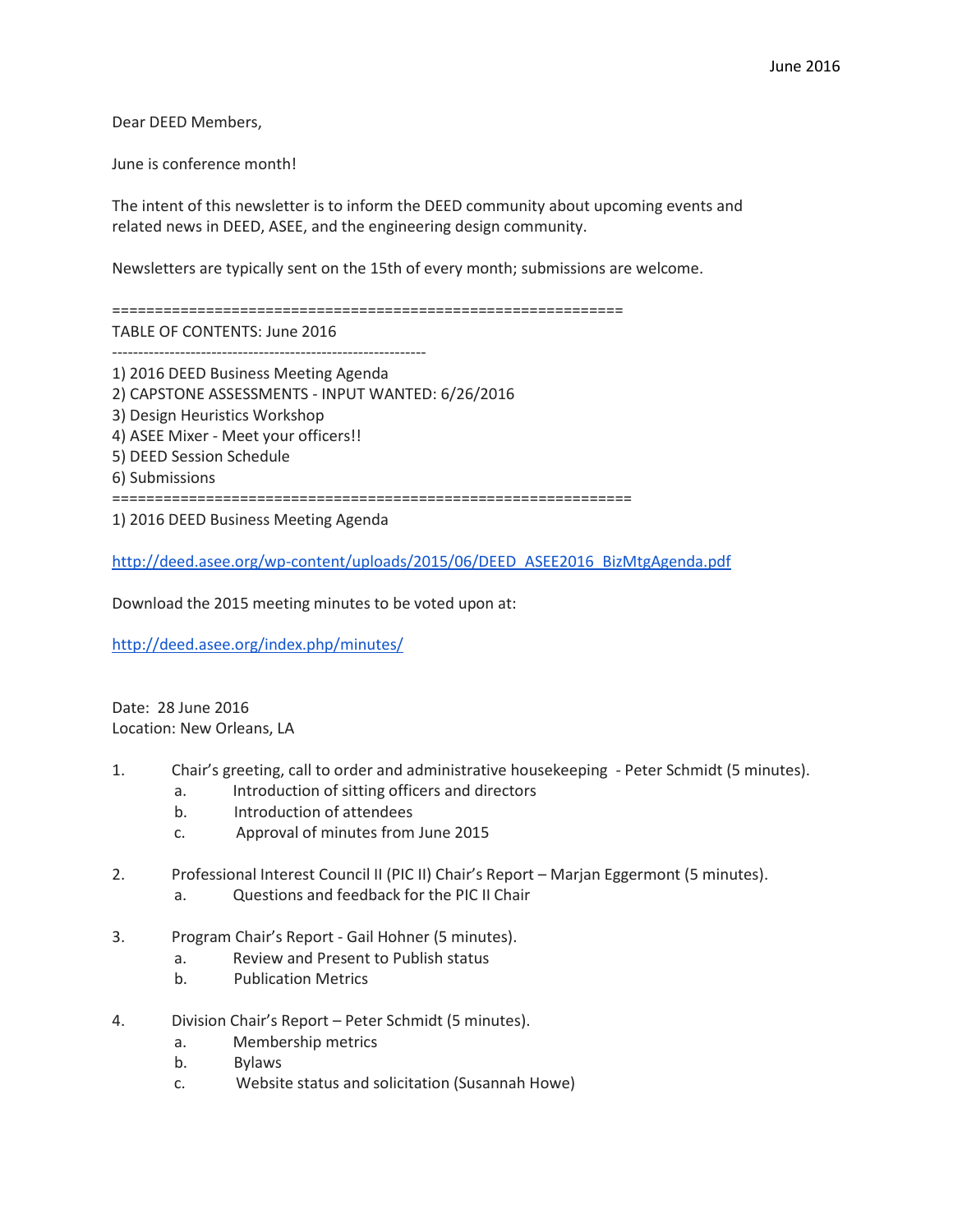June 2016

Dear DEED Members,

June is conference month!

The intent of this newsletter is to inform the DEED community about upcoming events and related news in DEED, ASEE, and the engineering design community.

Newsletters are typically sent on the 15th of every month; submissions are welcome.

============================================================

TABLE OF CONTENTS: June 2016

------------------------------------------------------------

1) 2016 DEED Business Meeting Agenda
2) CAPSTONE ASSESSMENTS - INPUT WANTED: 6/26/2016
3) Design Heuristics Workshop
4) ASEE Mixer - Meet your officers!!
5) DEED Session Schedule
6) Submissions

============================================================

1) 2016 DEED Business Meeting Agenda

http://deed.asee.org/wp-content/uploads/2015/06/DEED_ASEE2016_BizMtgAgenda.pdf

Download the 2015 meeting minutes to be voted upon at:

http://deed.asee.org/index.php/minutes/

Date: 28 June 2016
Location: New Orleans, LA

1. Chair's greeting, call to order and administrative housekeeping - Peter Schmidt (5 minutes).
   a. Introduction of sitting officers and directors
   b. Introduction of attendees
   c. Approval of minutes from June 2015

2. Professional Interest Council II (PIC II) Chair's Report – Marjan Eggermont (5 minutes).
   a. Questions and feedback for the PIC II Chair

3. Program Chair's Report - Gail Hohner (5 minutes).
   a. Review and Present to Publish status
   b. Publication Metrics

4. Division Chair's Report – Peter Schmidt (5 minutes).
   a. Membership metrics
   b. Bylaws
   c. Website status and solicitation (Susannah Howe)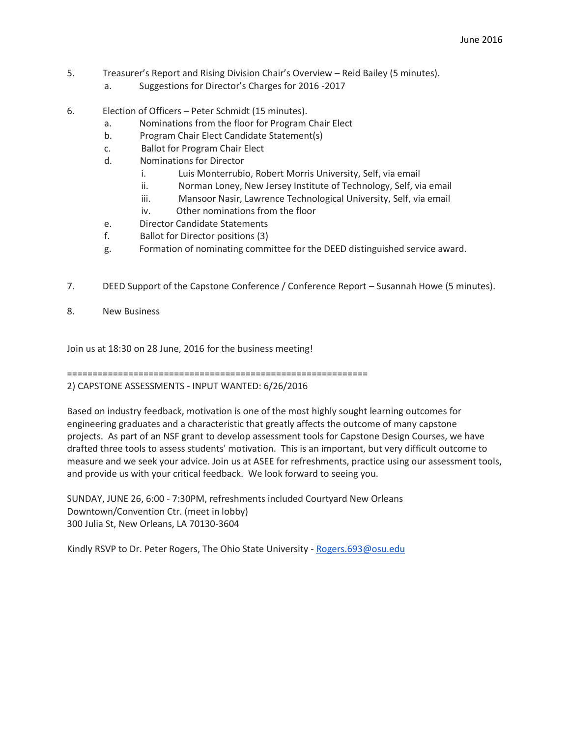5. Treasurer's Report and Rising Division Chair's Overview – Reid Bailey (5 minutes).
    a. Suggestions for Director's Charges for 2016 -2017

6. Election of Officers – Peter Schmidt (15 minutes).
    a. Nominations from the floor for Program Chair Elect
    b. Program Chair Elect Candidate Statement(s)
    c. Ballot for Program Chair Elect
    d. Nominations for Director
        i. Luis Monterrubio, Robert Morris University, Self, via email
        ii. Norman Loney, New Jersey Institute of Technology, Self, via email
        iii. Mansoor Nasir, Lawrence Technological University, Self, via email
        iv. Other nominations from the floor
    e. Director Candidate Statements
    f. Ballot for Director positions (3)
    g. Formation of nominating committee for the DEED distinguished service award.

7. DEED Support of the Capstone Conference / Conference Report – Susannah Howe (5 minutes).

8. New Business

Join us at 18:30 on 28 June, 2016 for the business meeting!

============================================================

2) CAPSTONE ASSESSMENTS - INPUT WANTED: 6/26/2016

Based on industry feedback, motivation is one of the most highly sought learning outcomes for engineering graduates and a characteristic that greatly affects the outcome of many capstone projects. As part of an NSF grant to develop assessment tools for Capstone Design Courses, we have drafted three tools to assess students' motivation. This is an important, but very difficult outcome to measure and we seek your advice. Join us at ASEE for refreshments, practice using our assessment tools, and provide us with your critical feedback. We look forward to seeing you.

SUNDAY, JUNE 26, 6:00 - 7:30PM, refreshments included Courtyard New Orleans Downtown/Convention Ctr. (meet in lobby)
300 Julia St, New Orleans, LA 70130-3604

Kindly RSVP to Dr. Peter Rogers, The Ohio State University - Rogers.693@osu.edu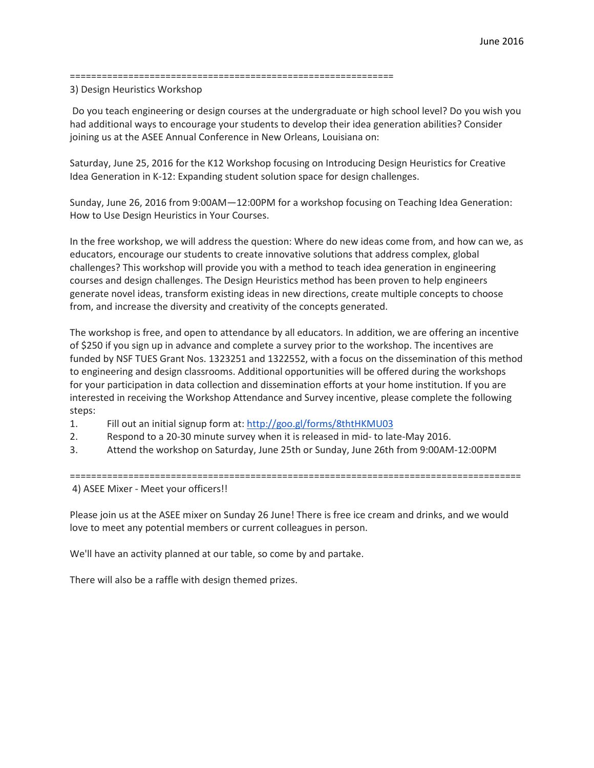============================================================

3) Design Heuristics Workshop

Do you teach engineering or design courses at the undergraduate or high school level? Do you wish you had additional ways to encourage your students to develop their idea generation abilities? Consider joining us at the ASEE Annual Conference in New Orleans, Louisiana on:

Saturday, June 25, 2016 for the K12 Workshop focusing on Introducing Design Heuristics for Creative Idea Generation in K-12: Expanding student solution space for design challenges.

Sunday, June 26, 2016 from 9:00AM—12:00PM for a workshop focusing on Teaching Idea Generation: How to Use Design Heuristics in Your Courses.

In the free workshop, we will address the question: Where do new ideas come from, and how can we, as educators, encourage our students to create innovative solutions that address complex, global challenges? This workshop will provide you with a method to teach idea generation in engineering courses and design challenges. The Design Heuristics method has been proven to help engineers generate novel ideas, transform existing ideas in new directions, create multiple concepts to choose from, and increase the diversity and creativity of the concepts generated.

The workshop is free, and open to attendance by all educators. In addition, we are offering an incentive of $250 if you sign up in advance and complete a survey prior to the workshop. The incentives are funded by NSF TUES Grant Nos. 1323251 and 1322552, with a focus on the dissemination of this method to engineering and design classrooms. Additional opportunities will be offered during the workshops for your participation in data collection and dissemination efforts at your home institution. If you are interested in receiving the Workshop Attendance and Survey incentive, please complete the following steps:

1. Fill out an initial signup form at: http://goo.gl/forms/8thtHKMU03
2. Respond to a 20-30 minute survey when it is released in mid- to late-May 2016.
3. Attend the workshop on Saturday, June 25th or Sunday, June 26th from 9:00AM-12:00PM

====================================================================================

4) ASEE Mixer - Meet your officers!!

Please join us at the ASEE mixer on Sunday 26 June! There is free ice cream and drinks, and we would love to meet any potential members or current colleagues in person.

We'll have an activity planned at our table, so come by and partake.

There will also be a raffle with design themed prizes.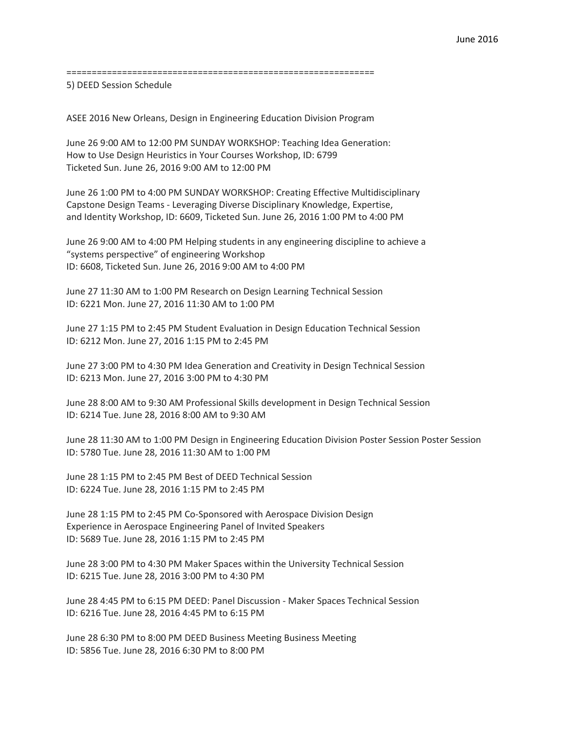============================================================

5) DEED Session Schedule

ASEE 2016 New Orleans, Design in Engineering Education Division Program

June 26 9:00 AM to 12:00 PM SUNDAY WORKSHOP: Teaching Idea Generation:
How to Use Design Heuristics in Your Courses Workshop, ID: 6799
Ticketed Sun. June 26, 2016 9:00 AM to 12:00 PM

June 26 1:00 PM to 4:00 PM SUNDAY WORKSHOP: Creating Effective Multidisciplinary Capstone Design Teams - Leveraging Diverse Disciplinary Knowledge, Expertise, and Identity Workshop, ID: 6609, Ticketed Sun. June 26, 2016 1:00 PM to 4:00 PM

June 26 9:00 AM to 4:00 PM Helping students in any engineering discipline to achieve a "systems perspective" of engineering Workshop
ID: 6608, Ticketed Sun. June 26, 2016 9:00 AM to 4:00 PM

June 27 11:30 AM to 1:00 PM Research on Design Learning Technical Session
ID: 6221 Mon. June 27, 2016 11:30 AM to 1:00 PM

June 27 1:15 PM to 2:45 PM Student Evaluation in Design Education Technical Session
ID: 6212 Mon. June 27, 2016 1:15 PM to 2:45 PM

June 27 3:00 PM to 4:30 PM Idea Generation and Creativity in Design Technical Session
ID: 6213 Mon. June 27, 2016 3:00 PM to 4:30 PM

June 28 8:00 AM to 9:30 AM Professional Skills development in Design Technical Session
ID: 6214 Tue. June 28, 2016 8:00 AM to 9:30 AM

June 28 11:30 AM to 1:00 PM Design in Engineering Education Division Poster Session Poster Session
ID: 5780 Tue. June 28, 2016 11:30 AM to 1:00 PM

June 28 1:15 PM to 2:45 PM Best of DEED Technical Session
ID: 6224 Tue. June 28, 2016 1:15 PM to 2:45 PM

June 28 1:15 PM to 2:45 PM Co-Sponsored with Aerospace Division Design Experience in Aerospace Engineering Panel of Invited Speakers
ID: 5689 Tue. June 28, 2016 1:15 PM to 2:45 PM

June 28 3:00 PM to 4:30 PM Maker Spaces within the University Technical Session
ID: 6215 Tue. June 28, 2016 3:00 PM to 4:30 PM

June 28 4:45 PM to 6:15 PM DEED: Panel Discussion - Maker Spaces Technical Session
ID: 6216 Tue. June 28, 2016 4:45 PM to 6:15 PM

June 28 6:30 PM to 8:00 PM DEED Business Meeting Business Meeting
ID: 5856 Tue. June 28, 2016 6:30 PM to 8:00 PM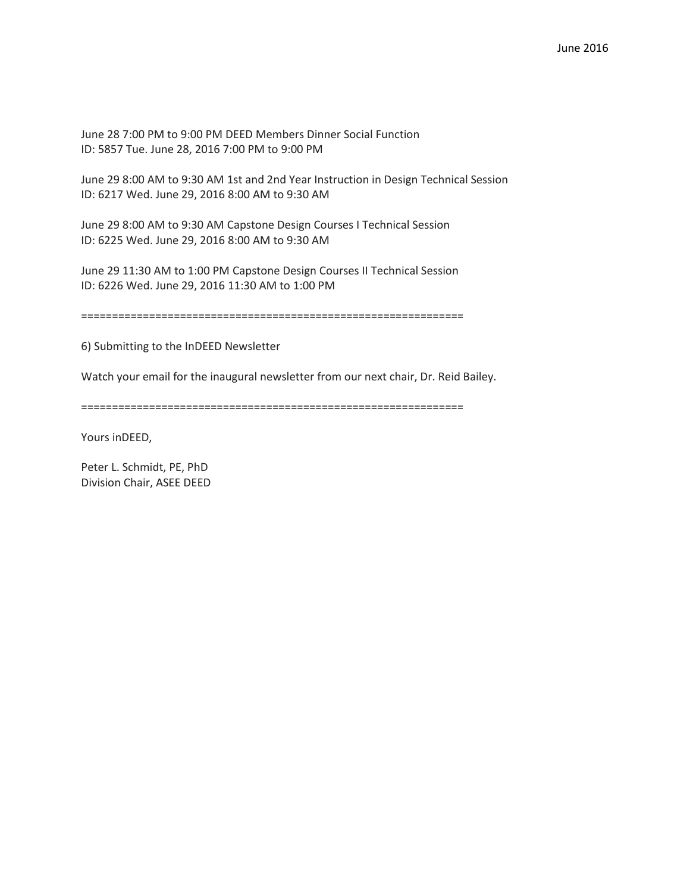June 28 7:00 PM to 9:00 PM DEED Members Dinner Social Function
ID: 5857 Tue. June 28, 2016 7:00 PM to 9:00 PM

June 29 8:00 AM to 9:30 AM 1st and 2nd Year Instruction in Design Technical Session
ID: 6217 Wed. June 29, 2016 8:00 AM to 9:30 AM

June 29 8:00 AM to 9:30 AM Capstone Design Courses I Technical Session
ID: 6225 Wed. June 29, 2016 8:00 AM to 9:30 AM

June 29 11:30 AM to 1:00 PM Capstone Design Courses II Technical Session
ID: 6226 Wed. June 29, 2016 11:30 AM to 1:00 PM

==============================================================

6) Submitting to the InDEED Newsletter

Watch your email for the inaugural newsletter from our next chair, Dr. Reid Bailey.

==============================================================

Yours inDEED,

Peter L. Schmidt, PE, PhD
Division Chair, ASEE DEED